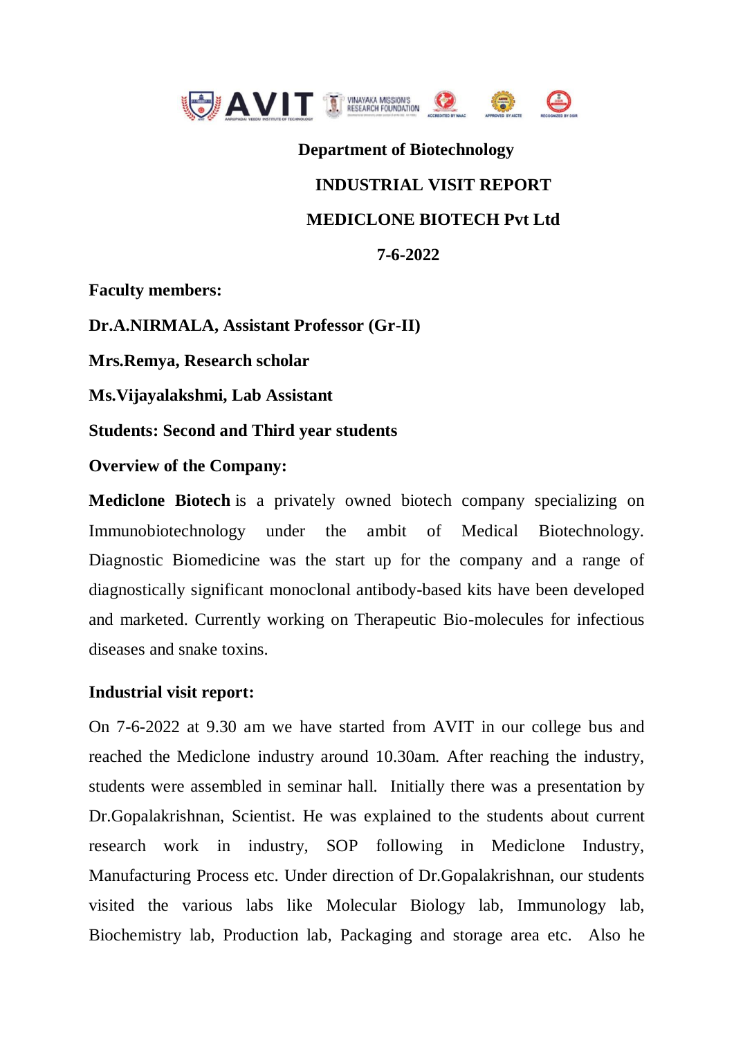**Department of Biotechnology**

# INDUSTRIAL VISIT REPORT

## MEDICLONE BIOTECH Pvt Ltd

**7-6-2022**

**Faculty members:**

**Dr.A.NIRMALA, Assistant Professor (Gr-II)**

**Mrs.Remya, Research scholar**

**Ms.Vijayalakshmi, Lab Assistant**

**Students: Second and Third year students**

**Overview of the Company:**

**Mediclone Biotech** is a privately owned biotech company specializing on Immunobiotechnology under the ambit of Medical Biotechnology. Diagnostic Biomedicine was the start up for the company and a range of diagnostically significant monoclonal antibody-based kits have been developed and marketed. Currently working on Therapeutic Bio-molecules for infectious diseases and snake toxins.

**Industrial visit report:**

On 7-6-2022 at 9.30 am we have started from AVIT in our college bus and reached the Mediclone industry around 10.30am. After reaching the industry, students were assembled in seminar hall. Initially there was a presentation by Dr.Gopalakrishnan, Scientist. He was explained to the students about current research work in industry, SOP following in Mediclone Industry, Manufacturing Process etc. Under direction of Dr.Gopalakrishnan, our students visited the various labs like Molecular Biology lab, Immunology lab, Biochemistry lab, Production lab, Packaging and storage area etc. Also he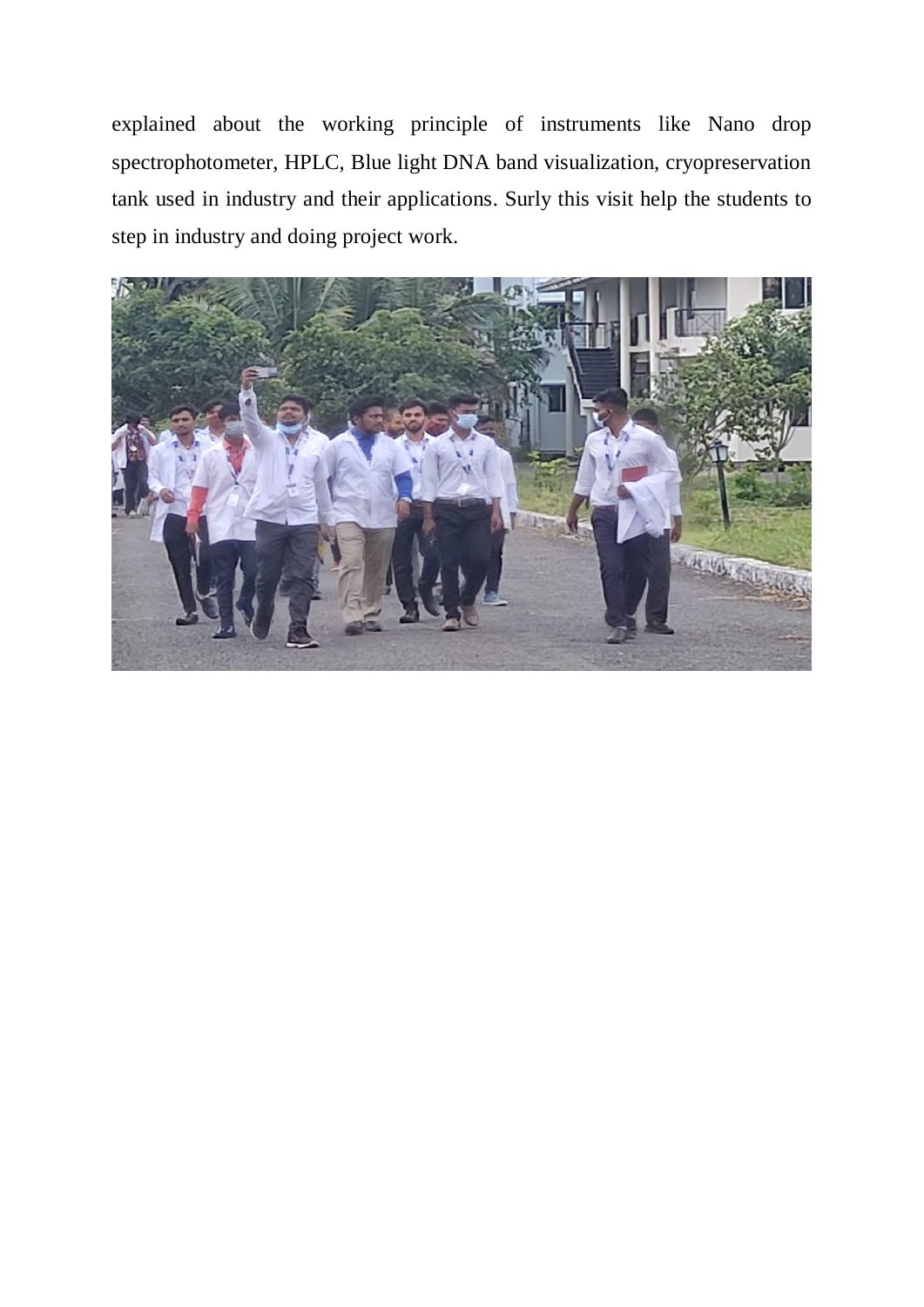explained about the working principle of instruments like Nano drop spectrophotometer, HPLC, Blue light DNA band visualization, cryopreservation tank used in industry and their applications. Surly this visit help the students to step in industry and doing project work.